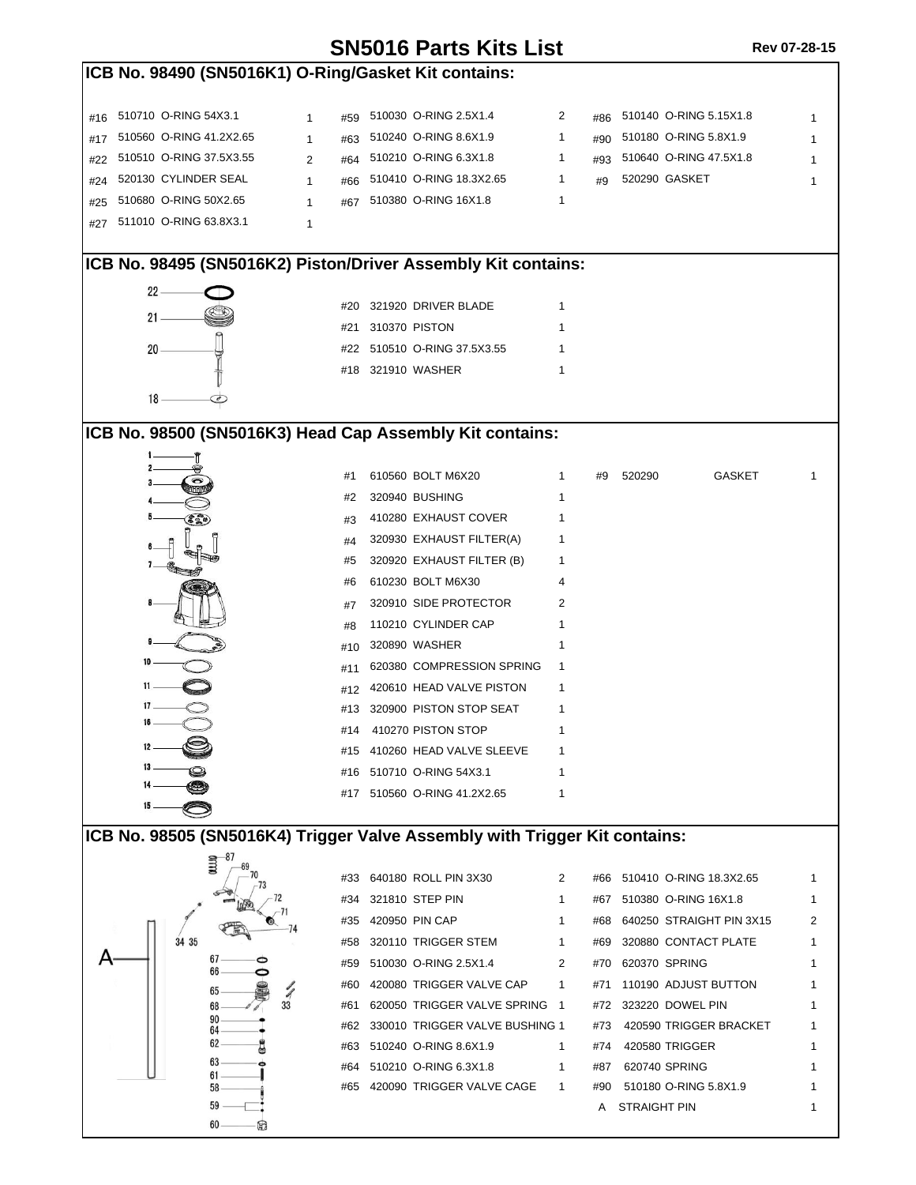# SN5016 Parts Kits List

Rev 07-28-15

## ICB No. 98490 (SN5016K1) O-Ring/Gasket Kit contains:

| | | | | | | | | | | | |
|---|---|---|---|---|---|---|---|---|---|---|---|
| #16 | 510710 | O-RING 54X3.1 | 1 | #59 | 510030 | O-RING 2.5X1.4 | 2 | #86 | 510140 | O-RING 5.15X1.8 | 1 |
| #17 | 510560 | O-RING 41.2X2.65 | 1 | #63 | 510240 | O-RING 8.6X1.9 | 1 | #90 | 510180 | O-RING 5.8X1.9 | 1 |
| #22 | 510510 | O-RING 37.5X3.55 | 2 | #64 | 510210 | O-RING 6.3X1.8 | 1 | #93 | 510640 | O-RING 47.5X1.8 | 1 |
| #24 | 520130 | CYLINDER SEAL | 1 | #66 | 510410 | O-RING 18.3X2.65 | 1 | #9 | 520290 | GASKET | 1 |
| #25 | 510680 | O-RING 50X2.65 | 1 | #67 | 510380 | O-RING 16X1.8 | 1 | | | | |
| #27 | 511010 | O-RING 63.8X3.1 | 1 | | | | | | | | |

## ICB No. 98495 (SN5016K2) Piston/Driver Assembly Kit contains:

22
21
20
18

| | | | |
|---|---|---|---|
| #20 | 321920 | DRIVER BLADE | 1 |
| #21 | 310370 | PISTON | 1 |
| #22 | 510510 | O-RING 37.5X3.55 | 1 |
| #18 | 321910 | WASHER | 1 |

## ICB No. 98500 (SN5016K3) Head Cap Assembly Kit contains:

1
2
3
4
5
6
7
8
9
10
11
17
16
12
13
14
15

| | | | | | | | |
|---|---|---|---|---|---|---|---|
| #1 | 610560 | BOLT M6X20 | 1 | #9 | 520290 | GASKET | 1 |
| #2 | 320940 | BUSHING | 1 | | | | |
| #3 | 410280 | EXHAUST COVER | 1 | | | | |
| #4 | 320930 | EXHAUST FILTER(A) | 1 | | | | |
| #5 | 320920 | EXHAUST FILTER (B) | 1 | | | | |
| #6 | 610230 | BOLT M6X30 | 4 | | | | |
| #7 | 320910 | SIDE PROTECTOR | 2 | | | | |
| #8 | 110210 | CYLINDER CAP | 1 | | | | |
| #10 | 320890 | WASHER | 1 | | | | |
| #11 | 620380 | COMPRESSION SPRING | 1 | | | | |
| #12 | 420610 | HEAD VALVE PISTON | 1 | | | | |
| #13 | 320900 | PISTON STOP SEAT | 1 | | | | |
| #14 | 410270 | PISTON STOP | 1 | | | | |
| #15 | 410260 | HEAD VALVE SLEEVE | 1 | | | | |
| #16 | 510710 | O-RING 54X3.1 | 1 | | | | |
| #17 | 510560 | O-RING 41.2X2.65 | 1 | | | | |

## ICB No. 98505 (SN5016K4) Trigger Valve Assembly with Trigger Kit contains:

87
69
70
73
72
71
74
34 35
A
67
66
65
68
33
90
64
62
63
61
58
59
60

| | | | | | | | |
|---|---|---|---|---|---|---|---|
| #33 | 640180 | ROLL PIN 3X30 | 2 | #66 | 510410 | O-RING 18.3X2.65 | 1 |
| #34 | 321810 | STEP PIN | 1 | #67 | 510380 | O-RING 16X1.8 | 1 |
| #35 | 420950 | PIN CAP | 1 | #68 | 640250 | STRAIGHT PIN 3X15 | 2 |
| #58 | 320110 | TRIGGER STEM | 1 | #69 | 320880 | CONTACT PLATE | 1 |
| #59 | 510030 | O-RING 2.5X1.4 | 2 | #70 | 620370 | SPRING | 1 |
| #60 | 420080 | TRIGGER VALVE CAP | 1 | #71 | 110190 | ADJUST BUTTON | 1 |
| #61 | 620050 | TRIGGER VALVE SPRING | 1 | #72 | 323220 | DOWEL PIN | 1 |
| #62 | 330010 | TRIGGER VALVE BUSHING | 1 | #73 | 420590 | TRIGGER BRACKET | 1 |
| #63 | 510240 | O-RING 8.6X1.9 | 1 | #74 | 420580 | TRIGGER | 1 |
| #64 | 510210 | O-RING 6.3X1.8 | 1 | #87 | 620740 | SPRING | 1 |
| #65 | 420090 | TRIGGER VALVE CAGE | 1 | #90 | 510180 | O-RING 5.8X1.9 | 1 |
| | | | | A | | STRAIGHT PIN | 1 |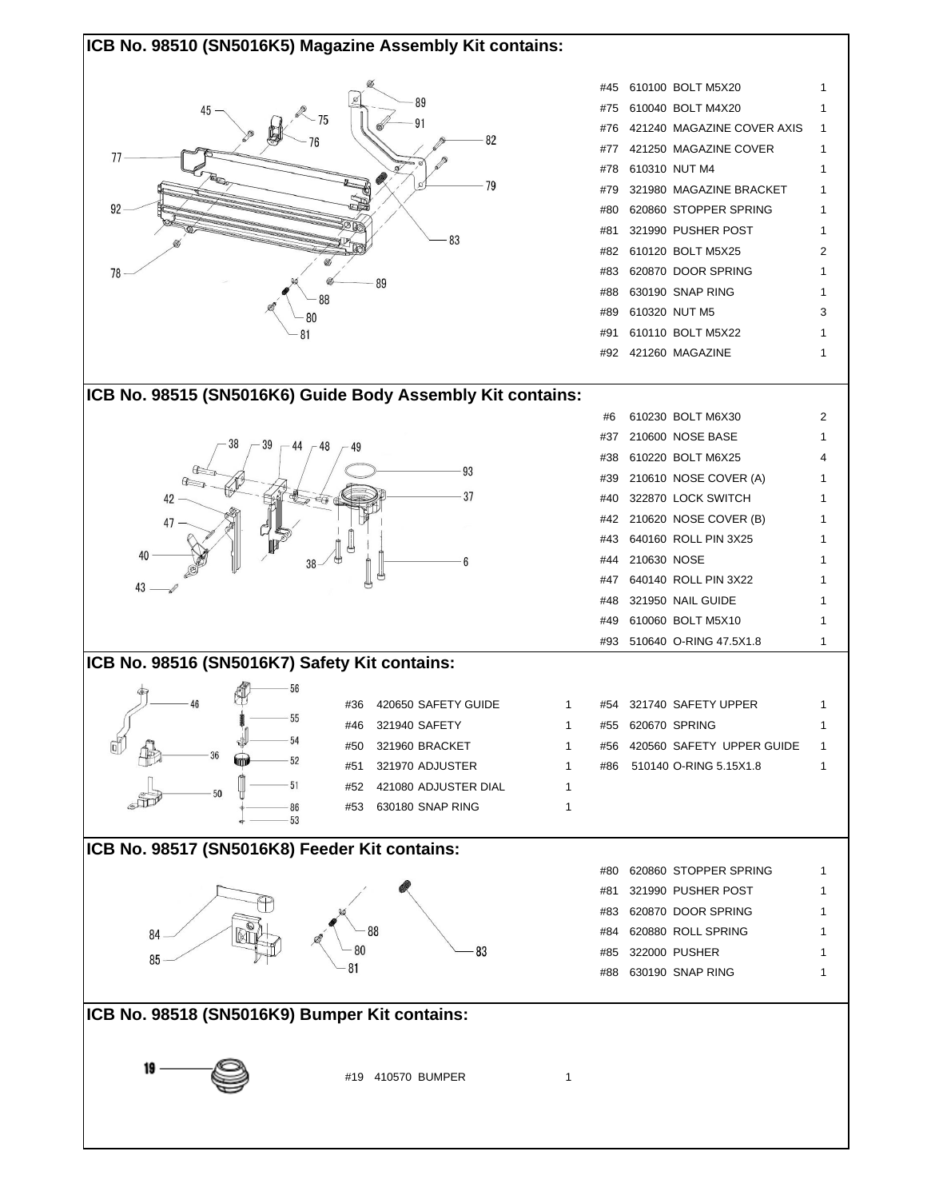## ICB No. 98510 (SN5016K5) Magazine Assembly Kit contains:

| | | | |
|---|---|---|---|
| #45 | 610100 | BOLT M5X20 | 1 |
| #75 | 610040 | BOLT M4X20 | 1 |
| #76 | 421240 | MAGAZINE COVER AXIS | 1 |
| #77 | 421250 | MAGAZINE COVER | 1 |
| #78 | 610310 | NUT M4 | 1 |
| #79 | 321980 | MAGAZINE BRACKET | 1 |
| #80 | 620860 | STOPPER SPRING | 1 |
| #81 | 321990 | PUSHER POST | 1 |
| #82 | 610120 | BOLT M5X25 | 2 |
| #83 | 620870 | DOOR SPRING | 1 |
| #88 | 630190 | SNAP RING | 1 |
| #89 | 610320 | NUT M5 | 3 |
| #91 | 610110 | BOLT M5X22 | 1 |
| #92 | 421260 | MAGAZINE | 1 |

## ICB No. 98515 (SN5016K6) Guide Body Assembly Kit contains:

| | | | |
|---|---|---|---|
| #6 | 610230 | BOLT M6X30 | 2 |
| #37 | 210600 | NOSE BASE | 1 |
| #38 | 610220 | BOLT M6X25 | 4 |
| #39 | 210610 | NOSE COVER (A) | 1 |
| #40 | 322870 | LOCK SWITCH | 1 |
| #42 | 210620 | NOSE COVER (B) | 1 |
| #43 | 640160 | ROLL PIN 3X25 | 1 |
| #44 | 210630 | NOSE | 1 |
| #47 | 640140 | ROLL PIN 3X22 | 1 |
| #48 | 321950 | NAIL GUIDE | 1 |
| #49 | 610060 | BOLT M5X10 | 1 |
| #93 | 510640 | O-RING 47.5X1.8 | 1 |

## ICB No. 98516 (SN5016K7) Safety Kit contains:

| | | | |
|---|---|---|---|
| #36 | 420650 | SAFETY GUIDE | 1 |
| #46 | 321940 | SAFETY | 1 |
| #50 | 321960 | BRACKET | 1 |
| #51 | 321970 | ADJUSTER | 1 |
| #52 | 421080 | ADJUSTER DIAL | 1 |
| #53 | 630180 | SNAP RING | 1 |
| #54 | 321740 | SAFETY UPPER | 1 |
| #55 | 620670 | SPRING | 1 |
| #56 | 420560 | SAFETY UPPER GUIDE | 1 |
| #86 | 510140 | O-RING 5.15X1.8 | 1 |

## ICB No. 98517 (SN5016K8) Feeder Kit contains:

| | | | |
|---|---|---|---|
| #80 | 620860 | STOPPER SPRING | 1 |
| #81 | 321990 | PUSHER POST | 1 |
| #83 | 620870 | DOOR SPRING | 1 |
| #84 | 620880 | ROLL SPRING | 1 |
| #85 | 322000 | PUSHER | 1 |
| #88 | 630190 | SNAP RING | 1 |

## ICB No. 98518 (SN5016K9) Bumper Kit contains:

| | | | |
|---|---|---|---|
| #19 | 410570 | BUMPER | 1 |